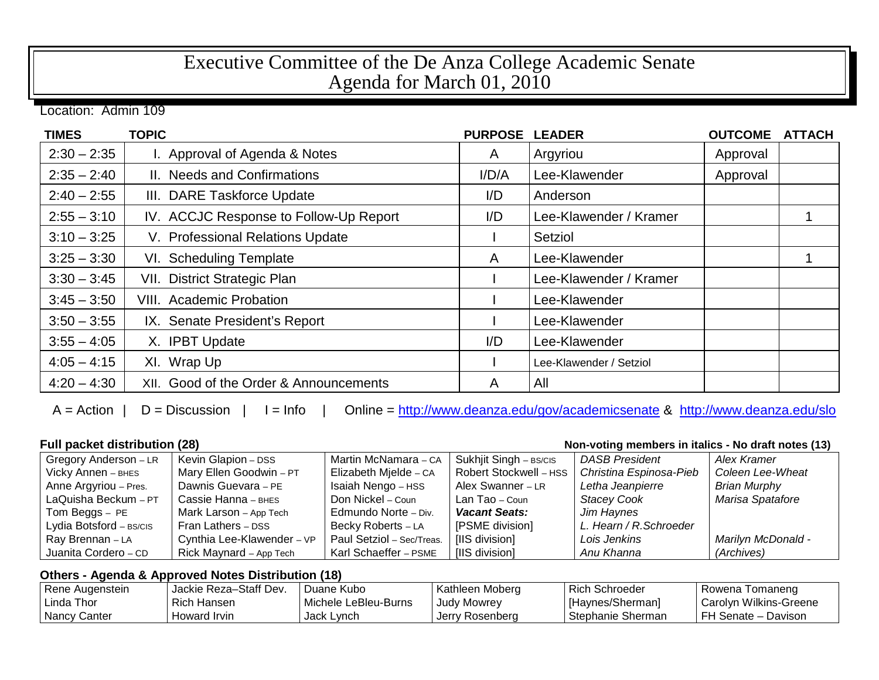# Executive Committee of the De Anza College Academic Senate
# Agenda for March 01, 2010

Location: Admin 109

| TIMES | TOPIC | PURPOSE | LEADER | OUTCOME | ATTACH |
|---|---|---|---|---|---|
| 2:30 – 2:35 | I. Approval of Agenda & Notes | A | Argyriou | Approval | |
| 2:35 – 2:40 | II. Needs and Confirmations | I/D/A | Lee-Klawender | Approval | |
| 2:40 – 2:55 | III. DARE Taskforce Update | I/D | Anderson | | |
| 2:55 – 3:10 | IV. ACCJC Response to Follow-Up Report | I/D | Lee-Klawender / Kramer | | 1 |
| 3:10 – 3:25 | V. Professional Relations Update | I | Setziol | | |
| 3:25 – 3:30 | VI. Scheduling Template | A | Lee-Klawender | | 1 |
| 3:30 – 3:45 | VII. District Strategic Plan | I | Lee-Klawender / Kramer | | |
| 3:45 – 3:50 | VIII. Academic Probation | I | Lee-Klawender | | |
| 3:50 – 3:55 | IX. Senate President's Report | I | Lee-Klawender | | |
| 3:55 – 4:05 | X. IPBT Update | I/D | Lee-Klawender | | |
| 4:05 – 4:15 | XI. Wrap Up | I | Lee-Klawender / Setziol | | |
| 4:20 – 4:30 | XII. Good of the Order & Announcements | A | All | | |

A = Action | D = Discussion | I = Info | Online = http://www.deanza.edu/gov/academicsenate & http://www.deanza.edu/slo

**Full packet distribution (28)** — **Non-voting members in italics - No draft notes (13)**

| | | | | | |
|---|---|---|---|---|---|
| Gregory Anderson – LR | Kevin Glapion – DSS | Martin McNamara – CA | Sukhjit Singh – BS/CIS | *DASB President* | *Alex Kramer* |
| Vicky Annen – BHES | Mary Ellen Goodwin – PT | Elizabeth Mjelde – CA | Robert Stockwell – HSS | *Christina Espinosa-Pieb* | *Coleen Lee-Wheat* |
| Anne Argyriou – Pres. | Dawnis Guevara – PE | Isaiah Nengo – HSS | Alex Swanner – LR | *Letha Jeanpierre* | *Brian Murphy* |
| LaQuisha Beckum – PT | Cassie Hanna – BHES | Don Nickel – Coun | Lan Tao – Coun | *Stacey Cook* | *Marisa Spatafore* |
| Tom Beggs – PE | Mark Larson – App Tech | Edmundo Norte – Div. | ***Vacant Seats:*** | *Jim Haynes* | |
| Lydia Botsford – BS/CIS | Fran Lathers – DSS | Becky Roberts – LA | [PSME division] | *L. Hearn / R.Schroeder* | |
| Ray Brennan – LA | Cynthia Lee-Klawender – VP | Paul Setziol – Sec/Treas. | [IIS division] | *Lois Jenkins* | *Marilyn McDonald -* |
| Juanita Cordero – CD | Rick Maynard – App Tech | Karl Schaeffer – PSME | [IIS division] | *Anu Khanna* | *(Archives)* |

**Others - Agenda & Approved Notes Distribution (18)**

| | | | | | |
|---|---|---|---|---|---|
| Rene Augenstein | Jackie Reza–Staff Dev. | Duane Kubo | Kathleen Moberg | Rich Schroeder | Rowena Tomaneng |
| Linda Thor | Rich Hansen | Michele LeBleu-Burns | Judy Mowrey | [Haynes/Sherman] | Carolyn Wilkins-Greene |
| Nancy Canter | Howard Irvin | Jack Lynch | Jerry Rosenberg | Stephanie Sherman | FH Senate – Davison |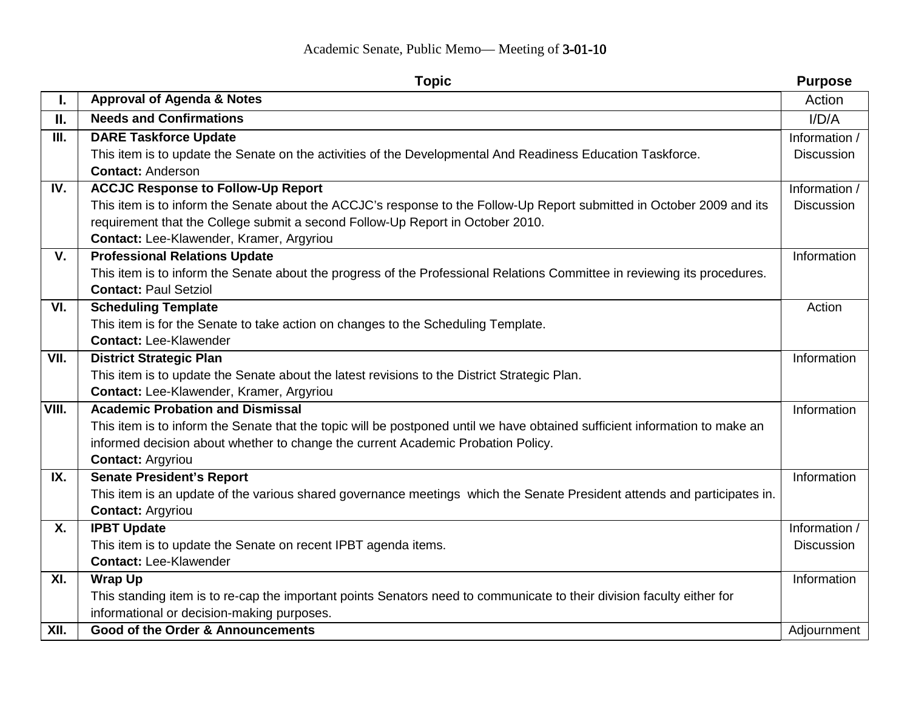Academic Senate, Public Memo— Meeting of 3-01-10

| | Topic | Purpose |
|---|---|---|
| I. | **Approval of Agenda & Notes** | Action |
| II. | **Needs and Confirmations** | I/D/A |
| III. | **DARE Taskforce Update**<br>This item is to update the Senate on the activities of the Developmental And Readiness Education Taskforce.<br>**Contact:** Anderson | Information / Discussion |
| IV. | **ACCJC Response to Follow-Up Report**<br>This item is to inform the Senate about the ACCJC's response to the Follow-Up Report submitted in October 2009 and its requirement that the College submit a second Follow-Up Report in October 2010.<br>**Contact:** Lee-Klawender, Kramer, Argyriou | Information / Discussion |
| V. | **Professional Relations Update**<br>This item is to inform the Senate about the progress of the Professional Relations Committee in reviewing its procedures.<br>**Contact:** Paul Setziol | Information |
| VI. | **Scheduling Template**<br>This item is for the Senate to take action on changes to the Scheduling Template.<br>**Contact:** Lee-Klawender | Action |
| VII. | **District Strategic Plan**<br>This item is to update the Senate about the latest revisions to the District Strategic Plan.<br>**Contact:** Lee-Klawender, Kramer, Argyriou | Information |
| VIII. | **Academic Probation and Dismissal**<br>This item is to inform the Senate that the topic will be postponed until we have obtained sufficient information to make an informed decision about whether to change the current Academic Probation Policy.<br>**Contact:** Argyriou | Information |
| IX. | **Senate President's Report**<br>This item is an update of the various shared governance meetings which the Senate President attends and participates in.<br>**Contact:** Argyriou | Information |
| X. | **IPBT Update**<br>This item is to update the Senate on recent IPBT agenda items.<br>**Contact:** Lee-Klawender | Information / Discussion |
| XI. | **Wrap Up**<br>This standing item is to re-cap the important points Senators need to communicate to their division faculty either for informational or decision-making purposes. | Information |
| XII. | **Good of the Order & Announcements** | Adjournment |